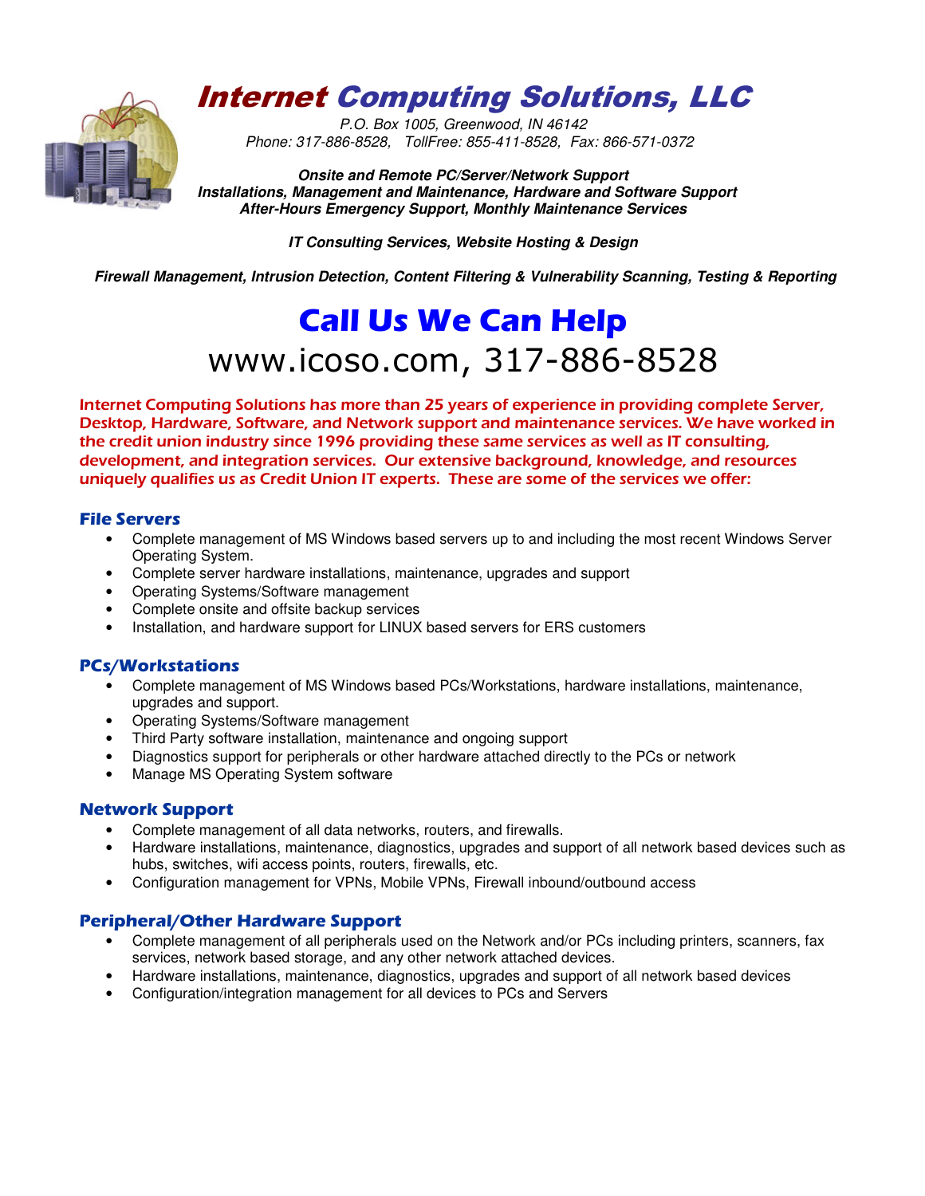# *Internet Computing Solutions, LLC*

*P.O. Box 1005, Greenwood, IN 46142*
*Phone: 317-886-8528,   TollFree: 855-411-8528,   Fax: 866-571-0372*

***Onsite and Remote PC/Server/Network Support***
***Installations, Management and Maintenance, Hardware and Software Support***
***After-Hours Emergency Support, Monthly Maintenance Services***

***IT Consulting Services, Website Hosting & Design***

***Firewall Management, Intrusion Detection, Content Filtering & Vulnerability Scanning, Testing & Reporting***

## Call Us We Can Help

www.icoso.com, 317-886-8528

Internet Computing Solutions has more than 25 years of experience in providing complete Server, Desktop, Hardware, Software, and Network support and maintenance services. We have worked in the credit union industry since 1996 providing these same services as well as IT consulting, development, and integration services. Our extensive background, knowledge, and resources uniquely qualifies us as Credit Union IT experts. These are some of the services we offer:

### File Servers

- Complete management of MS Windows based servers up to and including the most recent Windows Server Operating System.
- Complete server hardware installations, maintenance, upgrades and support
- Operating Systems/Software management
- Complete onsite and offsite backup services
- Installation, and hardware support for LINUX based servers for ERS customers

### PCs/Workstations

- Complete management of MS Windows based PCs/Workstations, hardware installations, maintenance, upgrades and support.
- Operating Systems/Software management
- Third Party software installation, maintenance and ongoing support
- Diagnostics support for peripherals or other hardware attached directly to the PCs or network
- Manage MS Operating System software

### Network Support

- Complete management of all data networks, routers, and firewalls.
- Hardware installations, maintenance, diagnostics, upgrades and support of all network based devices such as hubs, switches, wifi access points, routers, firewalls, etc.
- Configuration management for VPNs, Mobile VPNs, Firewall inbound/outbound access

### Peripheral/Other Hardware Support

- Complete management of all peripherals used on the Network and/or PCs including printers, scanners, fax services, network based storage, and any other network attached devices.
- Hardware installations, maintenance, diagnostics, upgrades and support of all network based devices
- Configuration/integration management for all devices to PCs and Servers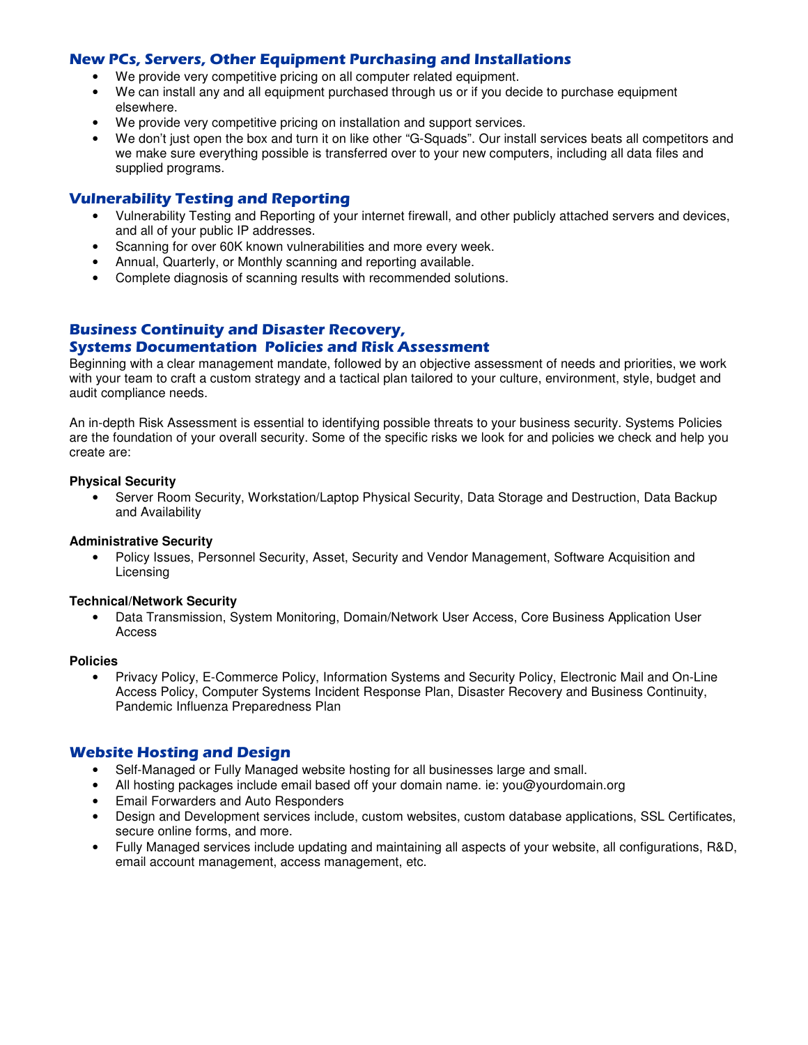## New PCs, Servers, Other Equipment Purchasing and Installations

- We provide very competitive pricing on all computer related equipment.
- We can install any and all equipment purchased through us or if you decide to purchase equipment elsewhere.
- We provide very competitive pricing on installation and support services.
- We don't just open the box and turn it on like other "G-Squads". Our install services beats all competitors and we make sure everything possible is transferred over to your new computers, including all data files and supplied programs.

## Vulnerability Testing and Reporting

- Vulnerability Testing and Reporting of your internet firewall, and other publicly attached servers and devices, and all of your public IP addresses.
- Scanning for over 60K known vulnerabilities and more every week.
- Annual, Quarterly, or Monthly scanning and reporting available.
- Complete diagnosis of scanning results with recommended solutions.

## Business Continuity and Disaster Recovery, Systems Documentation Policies and Risk Assessment

Beginning with a clear management mandate, followed by an objective assessment of needs and priorities, we work with your team to craft a custom strategy and a tactical plan tailored to your culture, environment, style, budget and audit compliance needs.

An in-depth Risk Assessment is essential to identifying possible threats to your business security. Systems Policies are the foundation of your overall security. Some of the specific risks we look for and policies we check and help you create are:

**Physical Security**

- Server Room Security, Workstation/Laptop Physical Security, Data Storage and Destruction, Data Backup and Availability

**Administrative Security**

- Policy Issues, Personnel Security, Asset, Security and Vendor Management, Software Acquisition and Licensing

**Technical/Network Security**

- Data Transmission, System Monitoring, Domain/Network User Access, Core Business Application User Access

**Policies**

- Privacy Policy, E-Commerce Policy, Information Systems and Security Policy, Electronic Mail and On-Line Access Policy, Computer Systems Incident Response Plan, Disaster Recovery and Business Continuity, Pandemic Influenza Preparedness Plan

## Website Hosting and Design

- Self-Managed or Fully Managed website hosting for all businesses large and small.
- All hosting packages include email based off your domain name. ie: you@yourdomain.org
- Email Forwarders and Auto Responders
- Design and Development services include, custom websites, custom database applications, SSL Certificates, secure online forms, and more.
- Fully Managed services include updating and maintaining all aspects of your website, all configurations, R&D, email account management, access management, etc.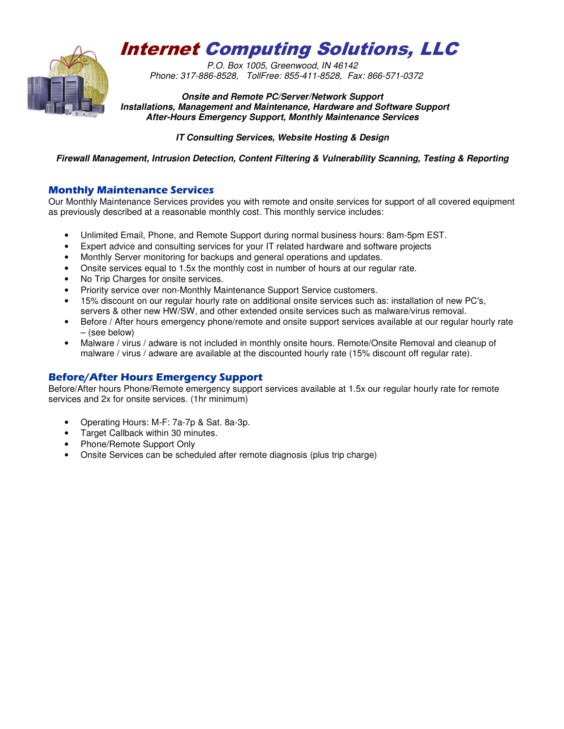# *Internet Computing Solutions, LLC*

*P.O. Box 1005, Greenwood, IN 46142*
*Phone: 317-886-8528, TollFree: 855-411-8528, Fax: 866-571-0372*

***Onsite and Remote PC/Server/Network Support***
***Installations, Management and Maintenance, Hardware and Software Support***
***After-Hours Emergency Support, Monthly Maintenance Services***

***IT Consulting Services, Website Hosting & Design***

***Firewall Management, Intrusion Detection, Content Filtering & Vulnerability Scanning, Testing & Reporting***

## Monthly Maintenance Services

Our Monthly Maintenance Services provides you with remote and onsite services for support of all covered equipment as previously described at a reasonable monthly cost. This monthly service includes:

- Unlimited Email, Phone, and Remote Support during normal business hours: 8am-5pm EST.
- Expert advice and consulting services for your IT related hardware and software projects
- Monthly Server monitoring for backups and general operations and updates.
- Onsite services equal to 1.5x the monthly cost in number of hours at our regular rate.
- No Trip Charges for onsite services.
- Priority service over non-Monthly Maintenance Support Service customers.
- 15% discount on our regular hourly rate on additional onsite services such as: installation of new PC's, servers & other new HW/SW, and other extended onsite services such as malware/virus removal.
- Before / After hours emergency phone/remote and onsite support services available at our regular hourly rate – (see below)
- Malware / virus / adware is not included in monthly onsite hours. Remote/Onsite Removal and cleanup of malware / virus / adware are available at the discounted hourly rate (15% discount off regular rate).

## Before/After Hours Emergency Support

Before/After hours Phone/Remote emergency support services available at 1.5x our regular hourly rate for remote services and 2x for onsite services. (1hr minimum)

- Operating Hours: M-F: 7a-7p & Sat. 8a-3p.
- Target Callback within 30 minutes.
- Phone/Remote Support Only
- Onsite Services can be scheduled after remote diagnosis (plus trip charge)